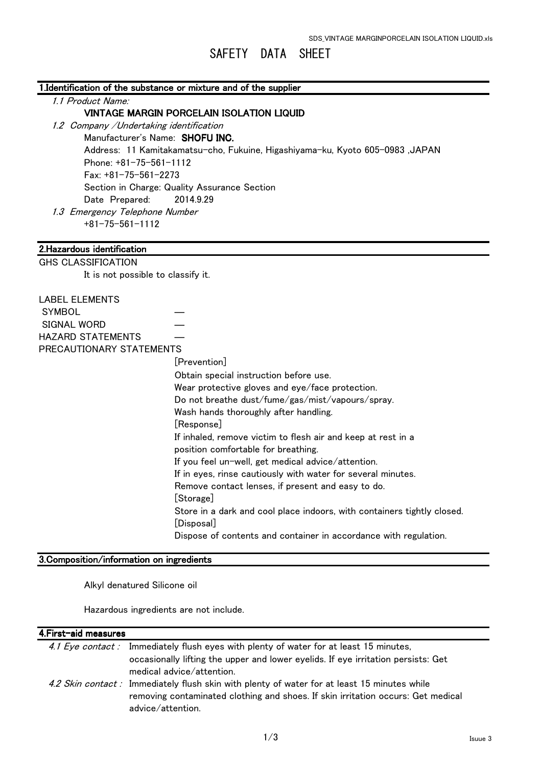# SAFETY DATA SHEET

## 1.Identification of the substance or mixture and of the supplier

*1.1 Product Name:*

**VINTAGE MARGIN PORCELAIN ISOLATION LIQUID**

*1.2 Company /Undertaking identification*

Manufacturer's Name: **SHOFU INC.**
Address: 11 Kamitakamatsu-cho, Fukuine, Higashiyama-ku, Kyoto 605-0983 ,JAPAN
Phone: +81-75-561-1112
Fax: +81-75-561-2273
Section in Charge: Quality Assurance Section
Date Prepared: 2014.9.29

*1.3 Emergency Telephone Number*

+81-75-561-1112

## 2.Hazardous identification

GHS CLASSIFICATION

It is not possible to classify it.

LABEL ELEMENTS

| | |
|---|---|
| SYMBOL | ― |
| SIGNAL WORD | ― |
| HAZARD STATEMENTS | ― |

PRECAUTIONARY STATEMENTS

[Prevention]
Obtain special instruction before use.
Wear protective gloves and eye/face protection.
Do not breathe dust/fume/gas/mist/vapours/spray.
Wash hands thoroughly after handling.
[Response]
If inhaled, remove victim to flesh air and keep at rest in a position comfortable for breathing.
If you feel un-well, get medical advice/attention.
If in eyes, rinse cautiously with water for several minutes.
Remove contact lenses, if present and easy to do.
[Storage]
Store in a dark and cool place indoors, with containers tightly closed.
[Disposal]
Dispose of contents and container in accordance with regulation.

## 3.Composition/information on ingredients

Alkyl denatured Silicone oil

Hazardous ingredients are not include.

## 4.First-aid measures

*4.1 Eye contact :* Immediately flush eyes with plenty of water for at least 15 minutes, occasionally lifting the upper and lower eyelids. If eye irritation persists: Get medical advice/attention.

*4.2 Skin contact :* Immediately flush skin with plenty of water for at least 15 minutes while removing contaminated clothing and shoes. If skin irritation occurs: Get medical advice/attention.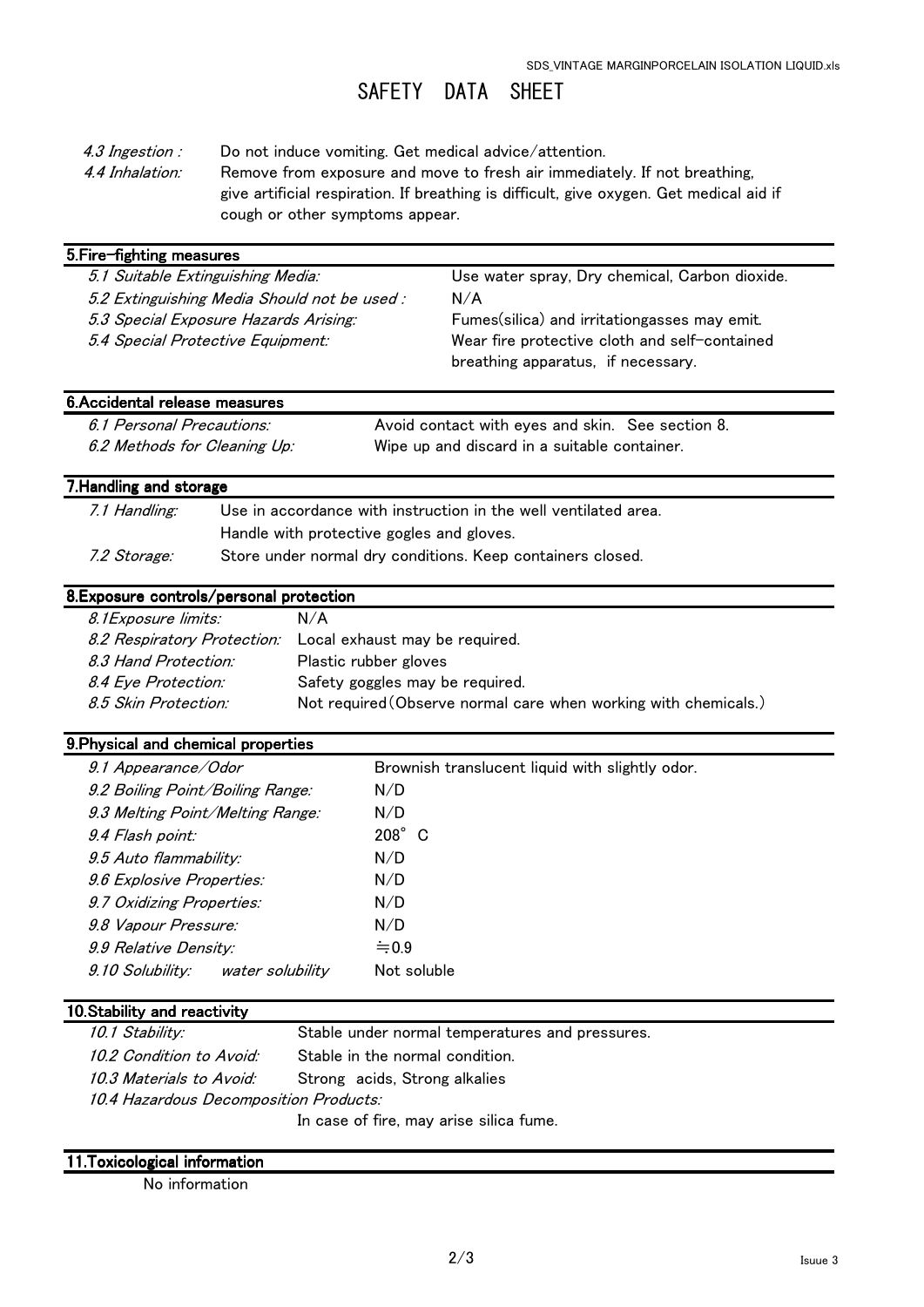# SAFETY DATA SHEET

*4.3 Ingestion :* Do not induce vomiting. Get medical advice/attention.

*4.4 Inhalation:* Remove from exposure and move to fresh air immediately. If not breathing, give artificial respiration. If breathing is difficult, give oxygen. Get medical aid if cough or other symptoms appear.

## 5.Fire-fighting measures

| | |
|---|---|
| *5.1 Suitable Extinguishing Media:* | Use water spray, Dry chemical, Carbon dioxide. |
| *5.2 Extinguishing Media Should not be used :* | N/A |
| *5.3 Special Exposure Hazards Arising:* | Fumes(silica) and irritationgasses may emit. |
| *5.4 Special Protective Equipment:* | Wear fire protective cloth and self-contained breathing apparatus, if necessary. |

## 6.Accidental release measures

| | |
|---|---|
| *6.1 Personal Precautions:* | Avoid contact with eyes and skin. See section 8. |
| *6.2 Methods for Cleaning Up:* | Wipe up and discard in a suitable container. |

## 7.Handling and storage

| | |
|---|---|
| *7.1 Handling:* | Use in accordance with instruction in the well ventilated area. Handle with protective gogles and gloves. |
| *7.2 Storage:* | Store under normal dry conditions. Keep containers closed. |

## 8.Exposure controls/personal protection

| | |
|---|---|
| *8.1Exposure limits:* | N/A |
| *8.2 Respiratory Protection:* | Local exhaust may be required. |
| *8.3 Hand Protection:* | Plastic rubber gloves |
| *8.4 Eye Protection:* | Safety goggles may be required. |
| *8.5 Skin Protection:* | Not required(Observe normal care when working with chemicals.) |

## 9.Physical and chemical properties

| | |
|---|---|
| *9.1 Appearance/Odor* | Brownish translucent liquid with slightly odor. |
| *9.2 Boiling Point/Boiling Range:* | N/D |
| *9.3 Melting Point/Melting Range:* | N/D |
| *9.4 Flash point:* | 208° C |
| *9.5 Auto flammability:* | N/D |
| *9.6 Explosive Properties:* | N/D |
| *9.7 Oxidizing Properties:* | N/D |
| *9.8 Vapour Pressure:* | N/D |
| *9.9 Relative Density:* | ≒0.9 |
| *9.10 Solubility: water solubility* | Not soluble |

## 10.Stability and reactivity

| | |
|---|---|
| *10.1 Stability:* | Stable under normal temperatures and pressures. |
| *10.2 Condition to Avoid:* | Stable in the normal condition. |
| *10.3 Materials to Avoid:* | Strong acids, Strong alkalies |
| *10.4 Hazardous Decomposition Products:* | In case of fire, may arise silica fume. |

## 11.Toxicological information

No information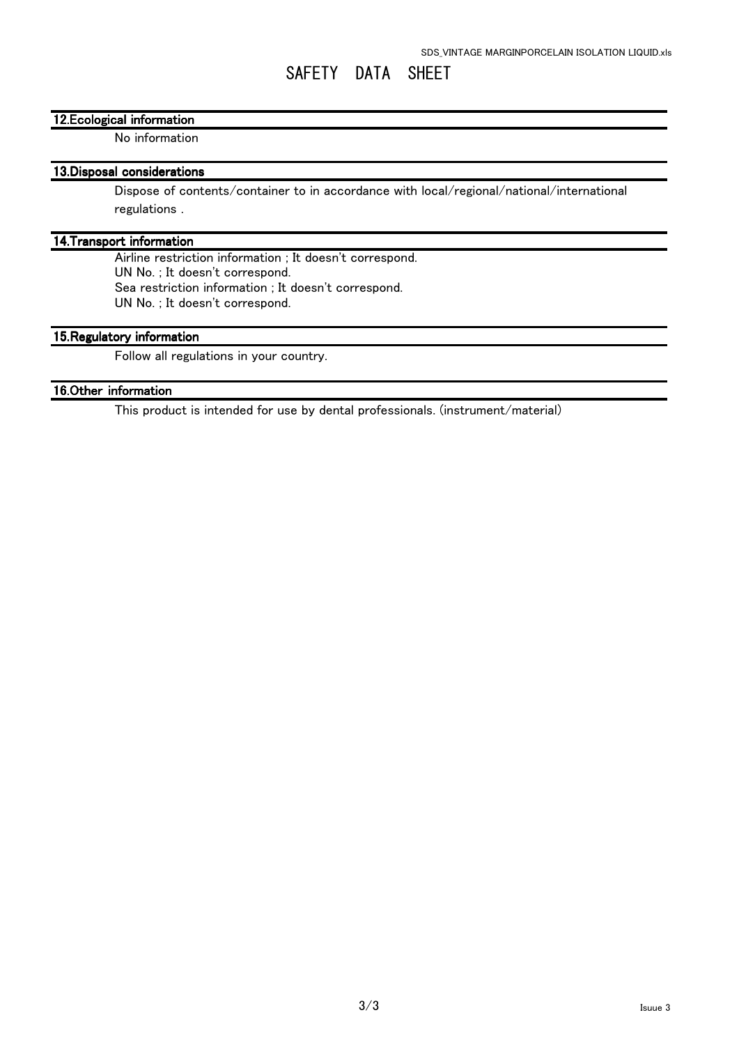# SAFETY DATA SHEET

## 12.Ecological information

No information

## 13.Disposal considerations

Dispose of contents/container to in accordance with local/regional/national/international regulations .

## 14.Transport information

Airline restriction information ; It doesn't correspond.
UN No. ; It doesn't correspond.
Sea restriction information ; It doesn't correspond.
UN No. ; It doesn't correspond.

## 15.Regulatory information

Follow all regulations in your country.

## 16.Other information

This product is intended for use by dental professionals. (instrument/material)